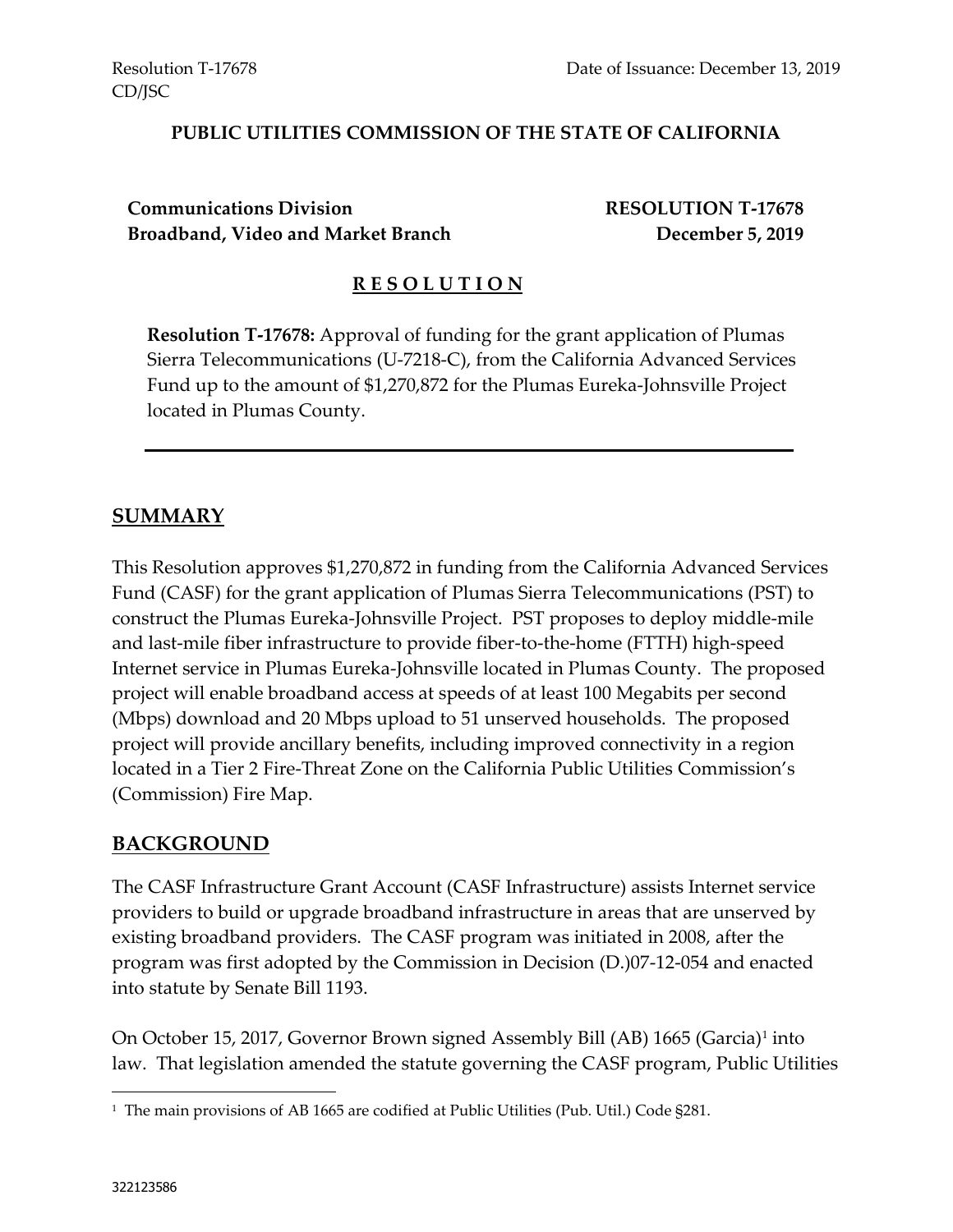Resolution T-17678 Date of Issuance: December 13, 2019
CD/JSC

**PUBLIC UTILITIES COMMISSION OF THE STATE OF CALIFORNIA**

**Communications Division** **RESOLUTION T-17678**
**Broadband, Video and Market Branch** **December 5, 2019**

## R E S O L U T I O N

**Resolution T-17678:** Approval of funding for the grant application of Plumas Sierra Telecommunications (U-7218-C), from the California Advanced Services Fund up to the amount of $1,270,872 for the Plumas Eureka-Johnsville Project located in Plumas County.

---

## SUMMARY

This Resolution approves $1,270,872 in funding from the California Advanced Services Fund (CASF) for the grant application of Plumas Sierra Telecommunications (PST) to construct the Plumas Eureka-Johnsville Project. PST proposes to deploy middle-mile and last-mile fiber infrastructure to provide fiber-to-the-home (FTTH) high-speed Internet service in Plumas Eureka-Johnsville located in Plumas County. The proposed project will enable broadband access at speeds of at least 100 Megabits per second (Mbps) download and 20 Mbps upload to 51 unserved households. The proposed project will provide ancillary benefits, including improved connectivity in a region located in a Tier 2 Fire-Threat Zone on the California Public Utilities Commission's (Commission) Fire Map.

## BACKGROUND

The CASF Infrastructure Grant Account (CASF Infrastructure) assists Internet service providers to build or upgrade broadband infrastructure in areas that are unserved by existing broadband providers. The CASF program was initiated in 2008, after the program was first adopted by the Commission in Decision (D.)07-12-054 and enacted into statute by Senate Bill 1193.

On October 15, 2017, Governor Brown signed Assembly Bill (AB) 1665 (Garcia)[1] into law. That legislation amended the statute governing the CASF program, Public Utilities

[1] The main provisions of AB 1665 are codified at Public Utilities (Pub. Util.) Code §281.

322123586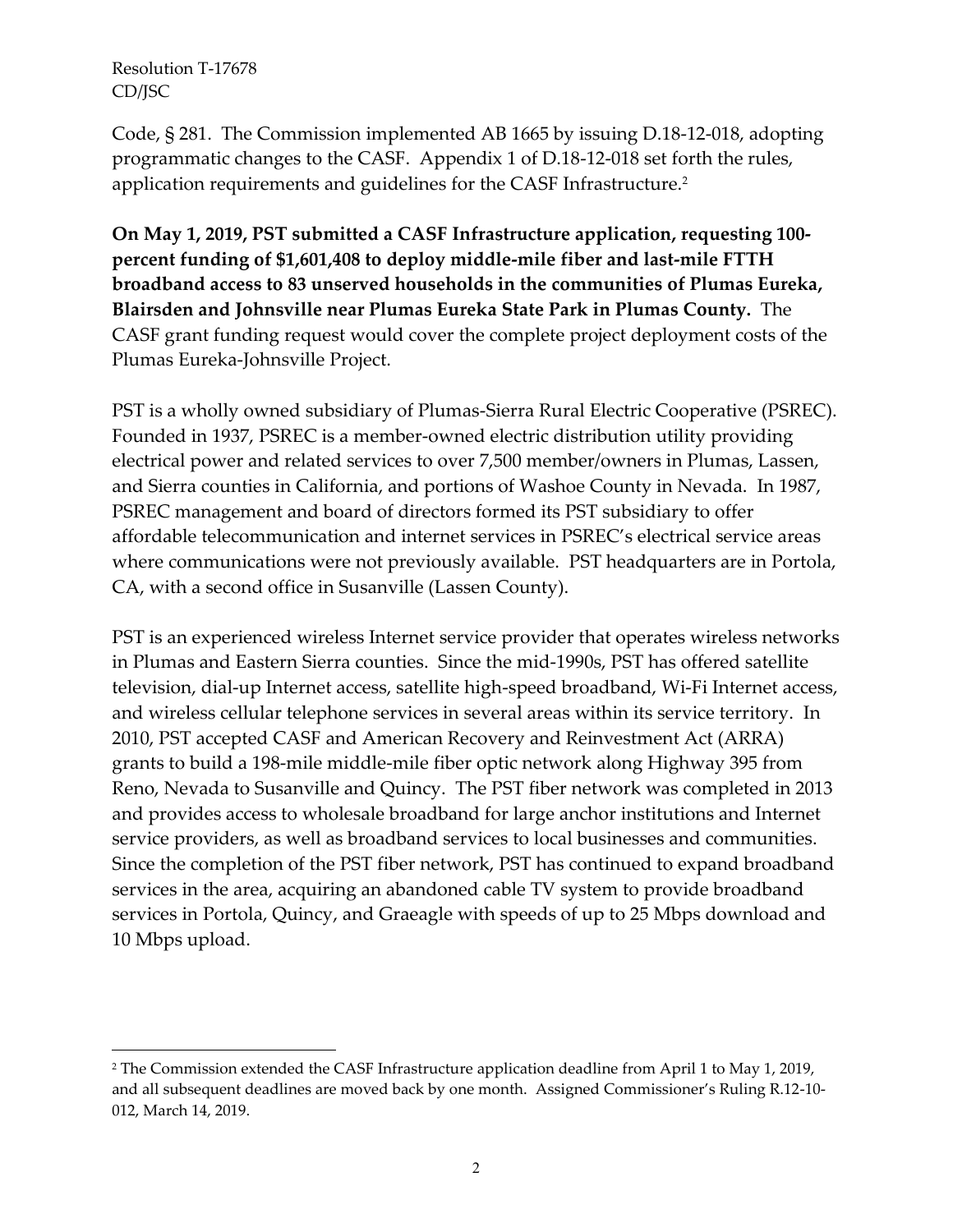Code, § 281. The Commission implemented AB 1665 by issuing D.18-12-018, adopting programmatic changes to the CASF. Appendix 1 of D.18-12-018 set forth the rules, application requirements and guidelines for the CASF Infrastructure.[2]

**On May 1, 2019, PST submitted a CASF Infrastructure application, requesting 100-percent funding of $1,601,408 to deploy middle-mile fiber and last-mile FTTH broadband access to 83 unserved households in the communities of Plumas Eureka, Blairsden and Johnsville near Plumas Eureka State Park in Plumas County.** The CASF grant funding request would cover the complete project deployment costs of the Plumas Eureka-Johnsville Project.

PST is a wholly owned subsidiary of Plumas-Sierra Rural Electric Cooperative (PSREC). Founded in 1937, PSREC is a member-owned electric distribution utility providing electrical power and related services to over 7,500 member/owners in Plumas, Lassen, and Sierra counties in California, and portions of Washoe County in Nevada. In 1987, PSREC management and board of directors formed its PST subsidiary to offer affordable telecommunication and internet services in PSREC's electrical service areas where communications were not previously available. PST headquarters are in Portola, CA, with a second office in Susanville (Lassen County).

PST is an experienced wireless Internet service provider that operates wireless networks in Plumas and Eastern Sierra counties. Since the mid-1990s, PST has offered satellite television, dial-up Internet access, satellite high-speed broadband, Wi-Fi Internet access, and wireless cellular telephone services in several areas within its service territory. In 2010, PST accepted CASF and American Recovery and Reinvestment Act (ARRA) grants to build a 198-mile middle-mile fiber optic network along Highway 395 from Reno, Nevada to Susanville and Quincy. The PST fiber network was completed in 2013 and provides access to wholesale broadband for large anchor institutions and Internet service providers, as well as broadband services to local businesses and communities. Since the completion of the PST fiber network, PST has continued to expand broadband services in the area, acquiring an abandoned cable TV system to provide broadband services in Portola, Quincy, and Graeagle with speeds of up to 25 Mbps download and 10 Mbps upload.

[2] The Commission extended the CASF Infrastructure application deadline from April 1 to May 1, 2019, and all subsequent deadlines are moved back by one month. Assigned Commissioner's Ruling R.12-10-012, March 14, 2019.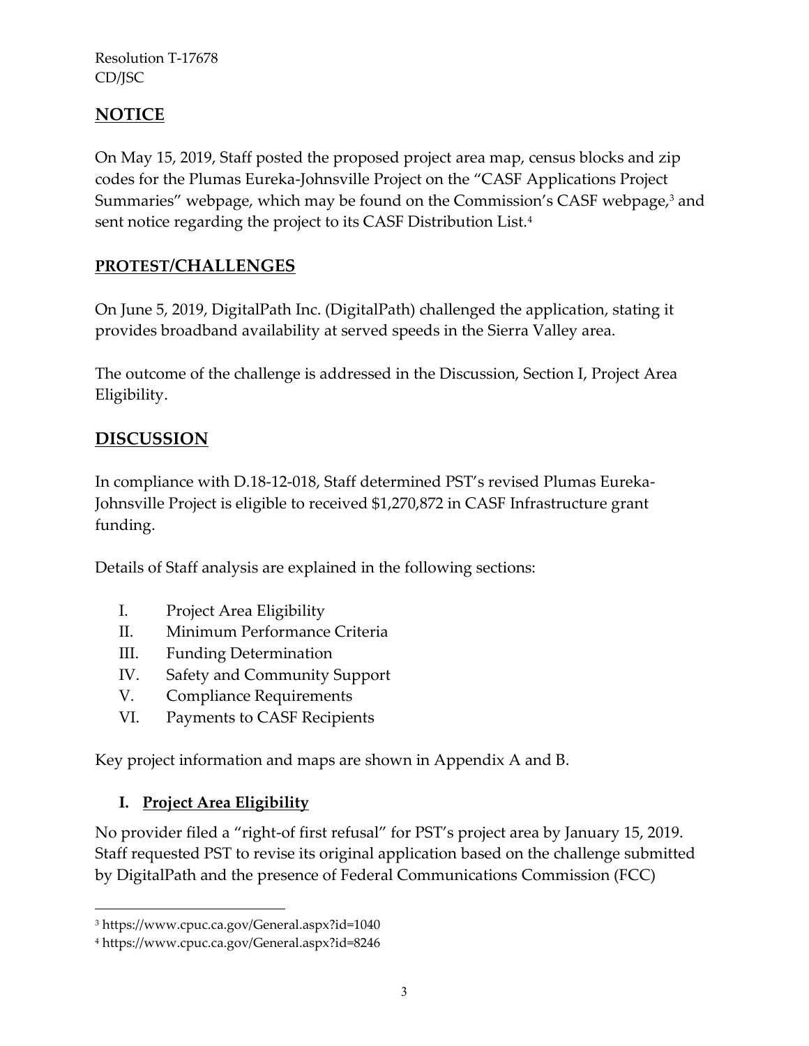## NOTICE

On May 15, 2019, Staff posted the proposed project area map, census blocks and zip codes for the Plumas Eureka-Johnsville Project on the "CASF Applications Project Summaries" webpage, which may be found on the Commission's CASF webpage,[3] and sent notice regarding the project to its CASF Distribution List.[4]

## PROTEST/CHALLENGES

On June 5, 2019, DigitalPath Inc. (DigitalPath) challenged the application, stating it provides broadband availability at served speeds in the Sierra Valley area.

The outcome of the challenge is addressed in the Discussion, Section I, Project Area Eligibility.

## DISCUSSION

In compliance with D.18-12-018, Staff determined PST's revised Plumas Eureka-Johnsville Project is eligible to received $1,270,872 in CASF Infrastructure grant funding.

Details of Staff analysis are explained in the following sections:

I. Project Area Eligibility
II. Minimum Performance Criteria
III. Funding Determination
IV. Safety and Community Support
V. Compliance Requirements
VI. Payments to CASF Recipients

Key project information and maps are shown in Appendix A and B.

### I. Project Area Eligibility

No provider filed a "right-of first refusal" for PST's project area by January 15, 2019. Staff requested PST to revise its original application based on the challenge submitted by DigitalPath and the presence of Federal Communications Commission (FCC)

---

[3] https://www.cpuc.ca.gov/General.aspx?id=1040

[4] https://www.cpuc.ca.gov/General.aspx?id=8246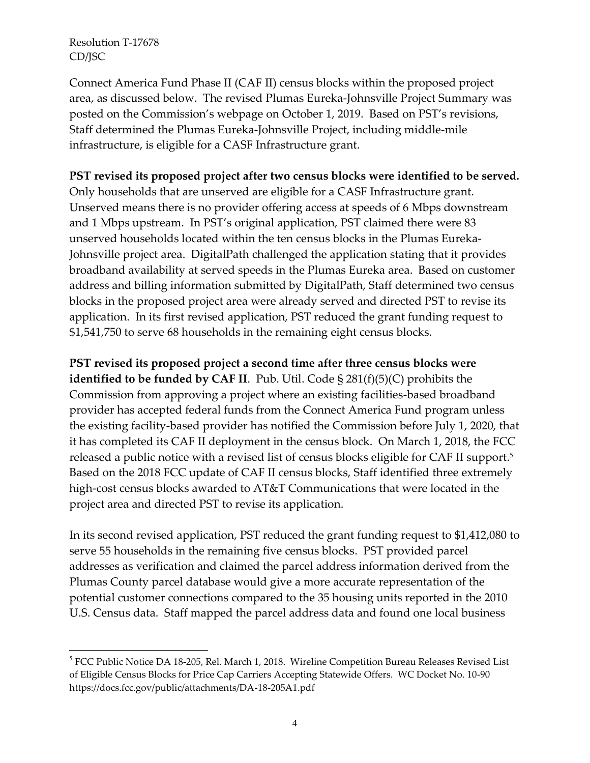Connect America Fund Phase II (CAF II) census blocks within the proposed project area, as discussed below. The revised Plumas Eureka-Johnsville Project Summary was posted on the Commission's webpage on October 1, 2019. Based on PST's revisions, Staff determined the Plumas Eureka-Johnsville Project, including middle-mile infrastructure, is eligible for a CASF Infrastructure grant.

**PST revised its proposed project after two census blocks were identified to be served.** Only households that are unserved are eligible for a CASF Infrastructure grant. Unserved means there is no provider offering access at speeds of 6 Mbps downstream and 1 Mbps upstream. In PST's original application, PST claimed there were 83 unserved households located within the ten census blocks in the Plumas Eureka-Johnsville project area. DigitalPath challenged the application stating that it provides broadband availability at served speeds in the Plumas Eureka area. Based on customer address and billing information submitted by DigitalPath, Staff determined two census blocks in the proposed project area were already served and directed PST to revise its application. In its first revised application, PST reduced the grant funding request to $1,541,750 to serve 68 households in the remaining eight census blocks.

**PST revised its proposed project a second time after three census blocks were identified to be funded by CAF II**. Pub. Util. Code § 281(f)(5)(C) prohibits the Commission from approving a project where an existing facilities-based broadband provider has accepted federal funds from the Connect America Fund program unless the existing facility-based provider has notified the Commission before July 1, 2020, that it has completed its CAF II deployment in the census block. On March 1, 2018, the FCC released a public notice with a revised list of census blocks eligible for CAF II support.[5] Based on the 2018 FCC update of CAF II census blocks, Staff identified three extremely high-cost census blocks awarded to AT&T Communications that were located in the project area and directed PST to revise its application.

In its second revised application, PST reduced the grant funding request to $1,412,080 to serve 55 households in the remaining five census blocks. PST provided parcel addresses as verification and claimed the parcel address information derived from the Plumas County parcel database would give a more accurate representation of the potential customer connections compared to the 35 housing units reported in the 2010 U.S. Census data. Staff mapped the parcel address data and found one local business

---

[5] FCC Public Notice DA 18-205, Rel. March 1, 2018. Wireline Competition Bureau Releases Revised List of Eligible Census Blocks for Price Cap Carriers Accepting Statewide Offers. WC Docket No. 10-90 https://docs.fcc.gov/public/attachments/DA-18-205A1.pdf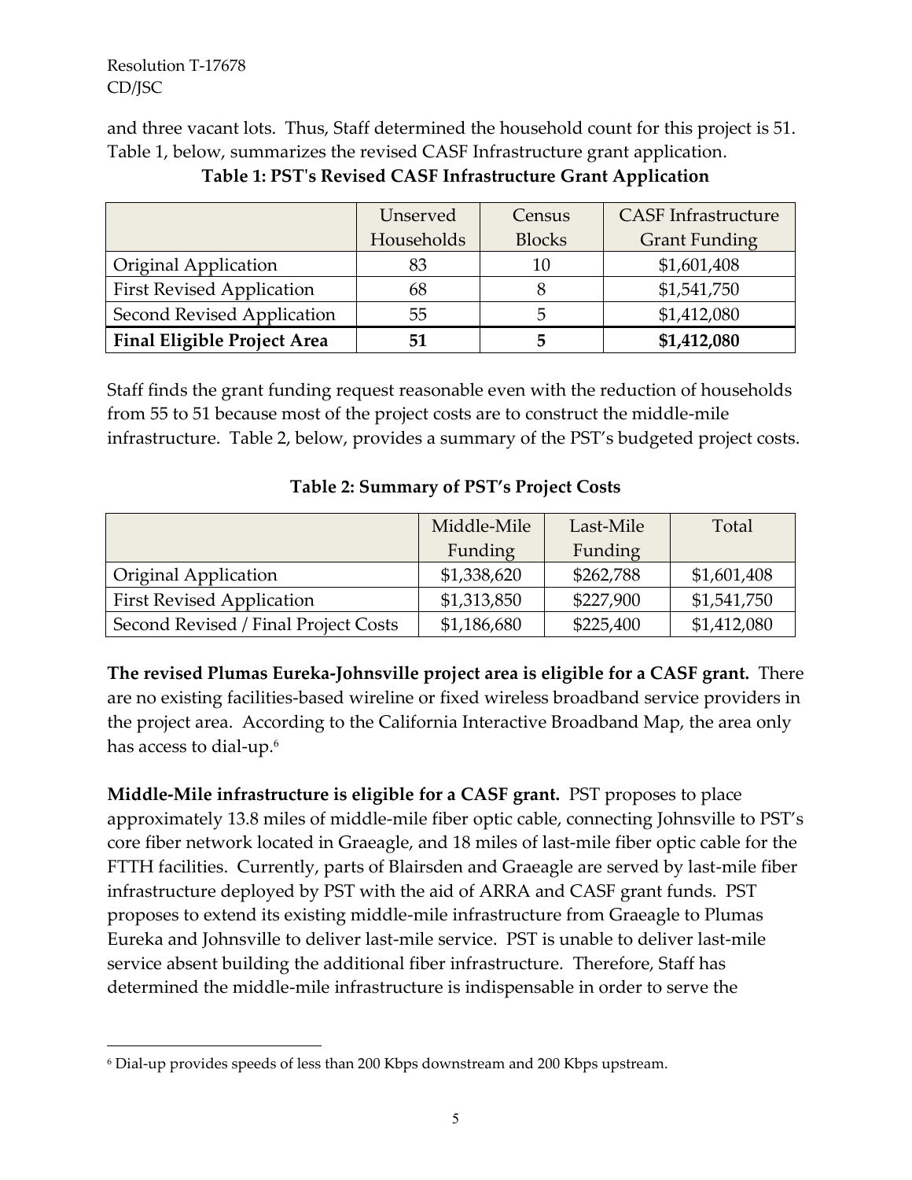and three vacant lots. Thus, Staff determined the household count for this project is 51. Table 1, below, summarizes the revised CASF Infrastructure grant application.

**Table 1: PST's Revised CASF Infrastructure Grant Application**

| | Unserved Households | Census Blocks | CASF Infrastructure Grant Funding |
|---|---|---|---|
| Original Application | 83 | 10 | $1,601,408 |
| First Revised Application | 68 | 8 | $1,541,750 |
| Second Revised Application | 55 | 5 | $1,412,080 |
| **Final Eligible Project Area** | **51** | **5** | **$1,412,080** |

Staff finds the grant funding request reasonable even with the reduction of households from 55 to 51 because most of the project costs are to construct the middle-mile infrastructure. Table 2, below, provides a summary of the PST's budgeted project costs.

**Table 2: Summary of PST's Project Costs**

| | Middle-Mile Funding | Last-Mile Funding | Total |
|---|---|---|---|
| Original Application | $1,338,620 | $262,788 | $1,601,408 |
| First Revised Application | $1,313,850 | $227,900 | $1,541,750 |
| Second Revised / Final Project Costs | $1,186,680 | $225,400 | $1,412,080 |

**The revised Plumas Eureka-Johnsville project area is eligible for a CASF grant.** There are no existing facilities-based wireline or fixed wireless broadband service providers in the project area. According to the California Interactive Broadband Map, the area only has access to dial-up.[6]

**Middle-Mile infrastructure is eligible for a CASF grant.** PST proposes to place approximately 13.8 miles of middle-mile fiber optic cable, connecting Johnsville to PST's core fiber network located in Graeagle, and 18 miles of last-mile fiber optic cable for the FTTH facilities. Currently, parts of Blairsden and Graeagle are served by last-mile fiber infrastructure deployed by PST with the aid of ARRA and CASF grant funds. PST proposes to extend its existing middle-mile infrastructure from Graeagle to Plumas Eureka and Johnsville to deliver last-mile service. PST is unable to deliver last-mile service absent building the additional fiber infrastructure. Therefore, Staff has determined the middle-mile infrastructure is indispensable in order to serve the

[6] Dial-up provides speeds of less than 200 Kbps downstream and 200 Kbps upstream.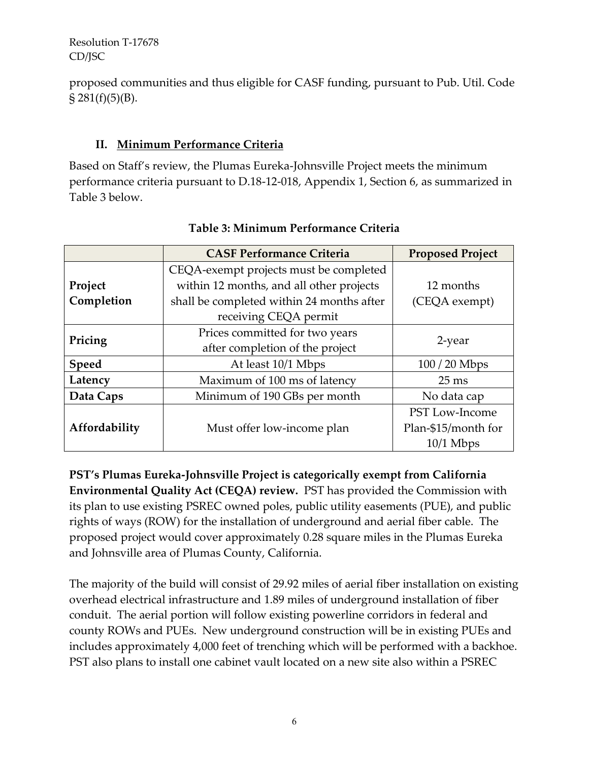proposed communities and thus eligible for CASF funding, pursuant to Pub. Util. Code § 281(f)(5)(B).

## II. Minimum Performance Criteria

Based on Staff's review, the Plumas Eureka-Johnsville Project meets the minimum performance criteria pursuant to D.18-12-018, Appendix 1, Section 6, as summarized in Table 3 below.

**Table 3: Minimum Performance Criteria**

| | CASF Performance Criteria | Proposed Project |
|---|---|---|
| **Project Completion** | CEQA-exempt projects must be completed within 12 months, and all other projects shall be completed within 24 months after receiving CEQA permit | 12 months (CEQA exempt) |
| **Pricing** | Prices committed for two years after completion of the project | 2-year |
| **Speed** | At least 10/1 Mbps | 100 / 20 Mbps |
| **Latency** | Maximum of 100 ms of latency | 25 ms |
| **Data Caps** | Minimum of 190 GBs per month | No data cap |
| **Affordability** | Must offer low-income plan | PST Low-Income Plan-$15/month for 10/1 Mbps |

**PST's Plumas Eureka-Johnsville Project is categorically exempt from California Environmental Quality Act (CEQA) review.** PST has provided the Commission with its plan to use existing PSREC owned poles, public utility easements (PUE), and public rights of ways (ROW) for the installation of underground and aerial fiber cable. The proposed project would cover approximately 0.28 square miles in the Plumas Eureka and Johnsville area of Plumas County, California.

The majority of the build will consist of 29.92 miles of aerial fiber installation on existing overhead electrical infrastructure and 1.89 miles of underground installation of fiber conduit. The aerial portion will follow existing powerline corridors in federal and county ROWs and PUEs. New underground construction will be in existing PUEs and includes approximately 4,000 feet of trenching which will be performed with a backhoe. PST also plans to install one cabinet vault located on a new site also within a PSREC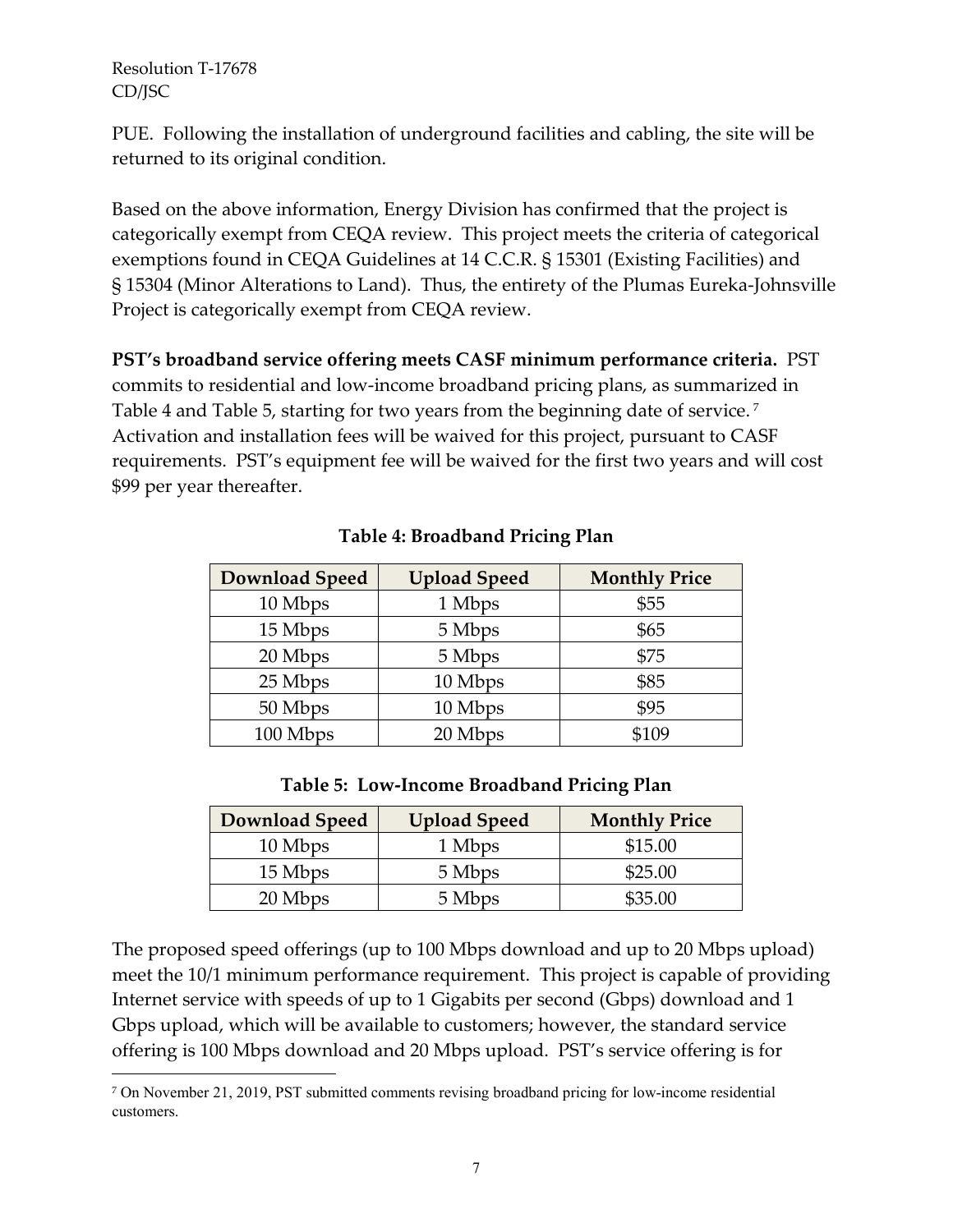PUE. Following the installation of underground facilities and cabling, the site will be returned to its original condition.

Based on the above information, Energy Division has confirmed that the project is categorically exempt from CEQA review. This project meets the criteria of categorical exemptions found in CEQA Guidelines at 14 C.C.R. § 15301 (Existing Facilities) and § 15304 (Minor Alterations to Land). Thus, the entirety of the Plumas Eureka-Johnsville Project is categorically exempt from CEQA review.

**PST's broadband service offering meets CASF minimum performance criteria.** PST commits to residential and low-income broadband pricing plans, as summarized in Table 4 and Table 5, starting for two years from the beginning date of service.[7] Activation and installation fees will be waived for this project, pursuant to CASF requirements. PST's equipment fee will be waived for the first two years and will cost $99 per year thereafter.

**Table 4: Broadband Pricing Plan**

| Download Speed | Upload Speed | Monthly Price |
|---|---|---|
| 10 Mbps | 1 Mbps | $55 |
| 15 Mbps | 5 Mbps | $65 |
| 20 Mbps | 5 Mbps | $75 |
| 25 Mbps | 10 Mbps | $85 |
| 50 Mbps | 10 Mbps | $95 |
| 100 Mbps | 20 Mbps | $109 |

**Table 5: Low-Income Broadband Pricing Plan**

| Download Speed | Upload Speed | Monthly Price |
|---|---|---|
| 10 Mbps | 1 Mbps | $15.00 |
| 15 Mbps | 5 Mbps | $25.00 |
| 20 Mbps | 5 Mbps | $35.00 |

The proposed speed offerings (up to 100 Mbps download and up to 20 Mbps upload) meet the 10/1 minimum performance requirement. This project is capable of providing Internet service with speeds of up to 1 Gigabits per second (Gbps) download and 1 Gbps upload, which will be available to customers; however, the standard service offering is 100 Mbps download and 20 Mbps upload. PST's service offering is for

[7] On November 21, 2019, PST submitted comments revising broadband pricing for low-income residential customers.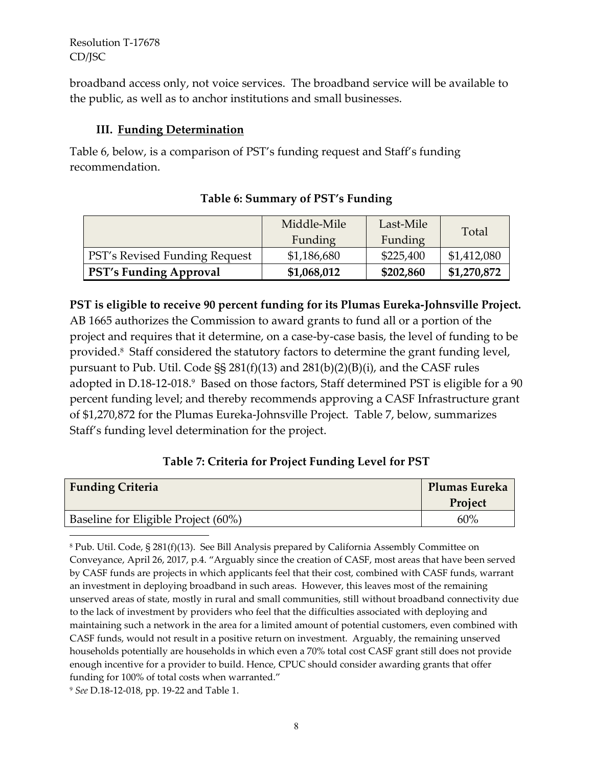broadband access only, not voice services. The broadband service will be available to the public, as well as to anchor institutions and small businesses.

### III. Funding Determination

Table 6, below, is a comparison of PST's funding request and Staff's funding recommendation.

**Table 6: Summary of PST's Funding**

| | Middle-Mile Funding | Last-Mile Funding | Total |
|---|---|---|---|
| PST's Revised Funding Request | $1,186,680 | $225,400 | $1,412,080 |
| **PST's Funding Approval** | **$1,068,012** | **$202,860** | **$1,270,872** |

**PST is eligible to receive 90 percent funding for its Plumas Eureka-Johnsville Project.** AB 1665 authorizes the Commission to award grants to fund all or a portion of the project and requires that it determine, on a case-by-case basis, the level of funding to be provided.[8] Staff considered the statutory factors to determine the grant funding level, pursuant to Pub. Util. Code §§ 281(f)(13) and 281(b)(2)(B)(i), and the CASF rules adopted in D.18-12-018.[9] Based on those factors, Staff determined PST is eligible for a 90 percent funding level; and thereby recommends approving a CASF Infrastructure grant of $1,270,872 for the Plumas Eureka-Johnsville Project. Table 7, below, summarizes Staff's funding level determination for the project.

**Table 7: Criteria for Project Funding Level for PST**

| **Funding Criteria** | **Plumas Eureka Project** |
|---|---|
| Baseline for Eligible Project (60%) | 60% |

[8] Pub. Util. Code, § 281(f)(13). See Bill Analysis prepared by California Assembly Committee on Conveyance, April 26, 2017, p.4. "Arguably since the creation of CASF, most areas that have been served by CASF funds are projects in which applicants feel that their cost, combined with CASF funds, warrant an investment in deploying broadband in such areas. However, this leaves most of the remaining unserved areas of state, mostly in rural and small communities, still without broadband connectivity due to the lack of investment by providers who feel that the difficulties associated with deploying and maintaining such a network in the area for a limited amount of potential customers, even combined with CASF funds, would not result in a positive return on investment. Arguably, the remaining unserved households potentially are households in which even a 70% total cost CASF grant still does not provide enough incentive for a provider to build. Hence, CPUC should consider awarding grants that offer funding for 100% of total costs when warranted."

[9] *See* D.18-12-018, pp. 19-22 and Table 1.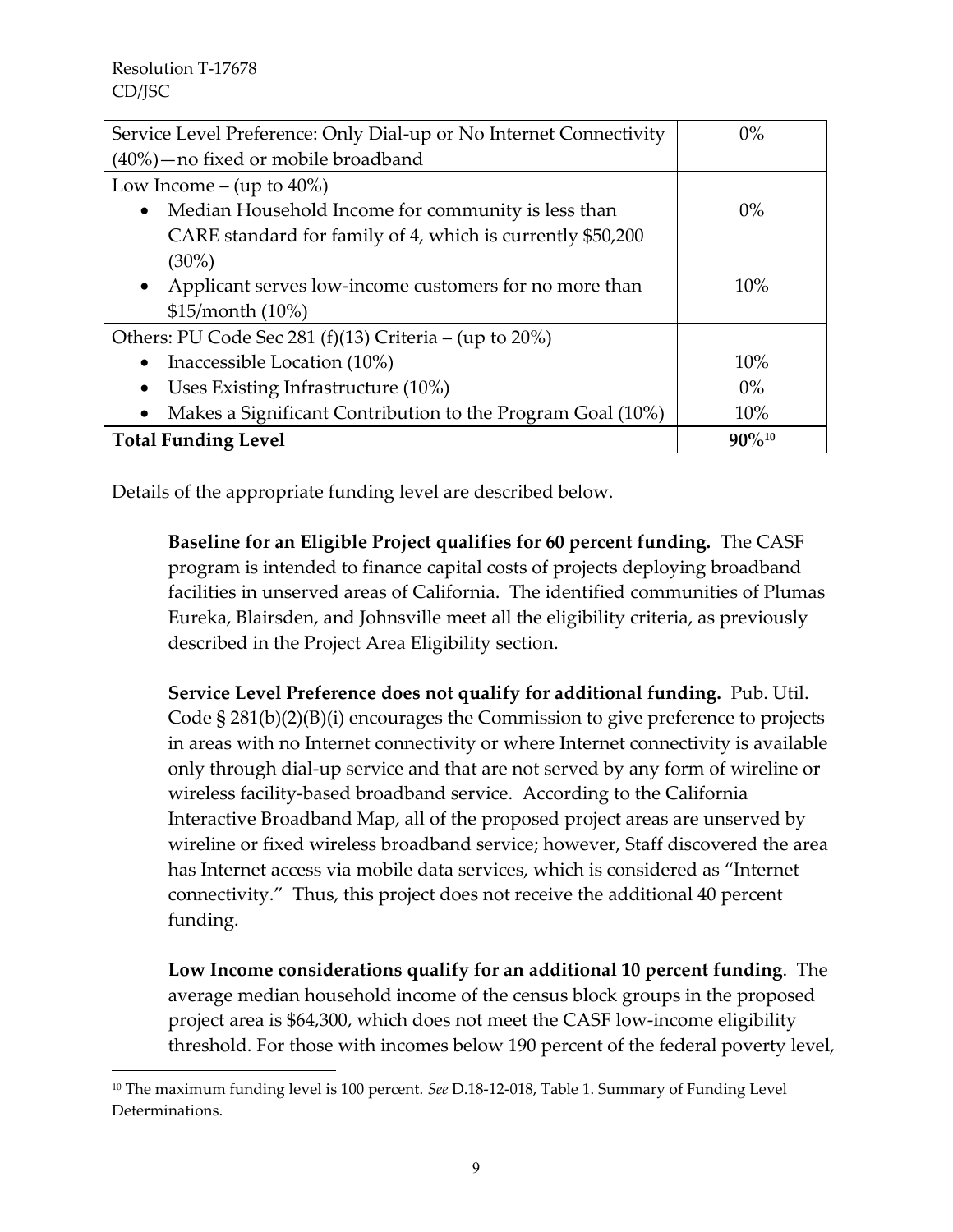| | |
|---|---|
| Service Level Preference: Only Dial-up or No Internet Connectivity (40%)—no fixed or mobile broadband | 0% |
| Low Income – (up to 40%)<br>• Median Household Income for community is less than CARE standard for family of 4, which is currently \$50,200 (30%)<br>• Applicant serves low-income customers for no more than \$15/month (10%) | <br>0%<br><br>10% |
| Others: PU Code Sec 281 (f)(13) Criteria – (up to 20%)<br>• Inaccessible Location (10%)<br>• Uses Existing Infrastructure (10%)<br>• Makes a Significant Contribution to the Program Goal (10%) | <br>10%<br>0%<br>10% |
| **Total Funding Level** | **90%**[10] |

Details of the appropriate funding level are described below.

> **Baseline for an Eligible Project qualifies for 60 percent funding.** The CASF program is intended to finance capital costs of projects deploying broadband facilities in unserved areas of California. The identified communities of Plumas Eureka, Blairsden, and Johnsville meet all the eligibility criteria, as previously described in the Project Area Eligibility section.
>
> **Service Level Preference does not qualify for additional funding.** Pub. Util. Code § 281(b)(2)(B)(i) encourages the Commission to give preference to projects in areas with no Internet connectivity or where Internet connectivity is available only through dial-up service and that are not served by any form of wireline or wireless facility-based broadband service. According to the California Interactive Broadband Map, all of the proposed project areas are unserved by wireline or fixed wireless broadband service; however, Staff discovered the area has Internet access via mobile data services, which is considered as "Internet connectivity." Thus, this project does not receive the additional 40 percent funding.
>
> **Low Income considerations qualify for an additional 10 percent funding**. The average median household income of the census block groups in the proposed project area is \$64,300, which does not meet the CASF low-income eligibility threshold. For those with incomes below 190 percent of the federal poverty level,

[10] The maximum funding level is 100 percent. *See* D.18-12-018, Table 1. Summary of Funding Level Determinations.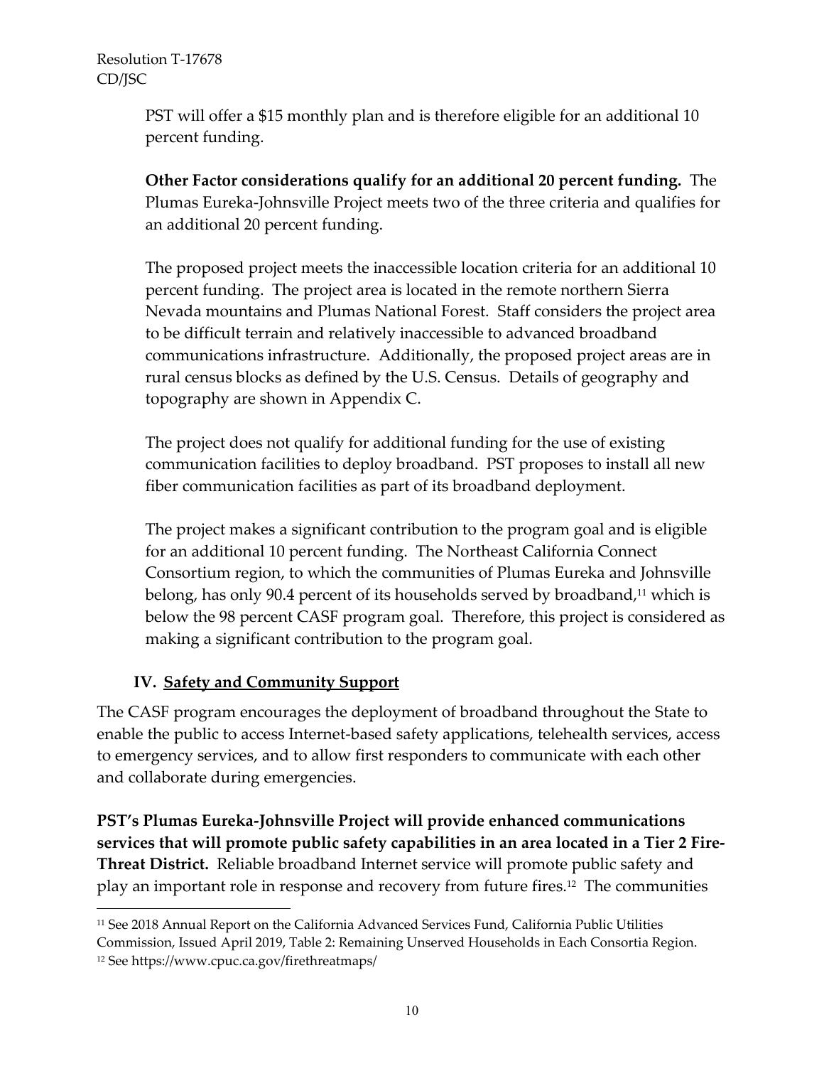PST will offer a $15 monthly plan and is therefore eligible for an additional 10 percent funding.

**Other Factor considerations qualify for an additional 20 percent funding.** The Plumas Eureka-Johnsville Project meets two of the three criteria and qualifies for an additional 20 percent funding.

The proposed project meets the inaccessible location criteria for an additional 10 percent funding. The project area is located in the remote northern Sierra Nevada mountains and Plumas National Forest. Staff considers the project area to be difficult terrain and relatively inaccessible to advanced broadband communications infrastructure. Additionally, the proposed project areas are in rural census blocks as defined by the U.S. Census. Details of geography and topography are shown in Appendix C.

The project does not qualify for additional funding for the use of existing communication facilities to deploy broadband. PST proposes to install all new fiber communication facilities as part of its broadband deployment.

The project makes a significant contribution to the program goal and is eligible for an additional 10 percent funding. The Northeast California Connect Consortium region, to which the communities of Plumas Eureka and Johnsville belong, has only 90.4 percent of its households served by broadband,[11] which is below the 98 percent CASF program goal. Therefore, this project is considered as making a significant contribution to the program goal.

## IV. Safety and Community Support

The CASF program encourages the deployment of broadband throughout the State to enable the public to access Internet-based safety applications, telehealth services, access to emergency services, and to allow first responders to communicate with each other and collaborate during emergencies.

**PST's Plumas Eureka-Johnsville Project will provide enhanced communications services that will promote public safety capabilities in an area located in a Tier 2 Fire-Threat District.** Reliable broadband Internet service will promote public safety and play an important role in response and recovery from future fires.[12] The communities

[11] See 2018 Annual Report on the California Advanced Services Fund, California Public Utilities Commission, Issued April 2019, Table 2: Remaining Unserved Households in Each Consortia Region.

[12] See https://www.cpuc.ca.gov/firethreatmaps/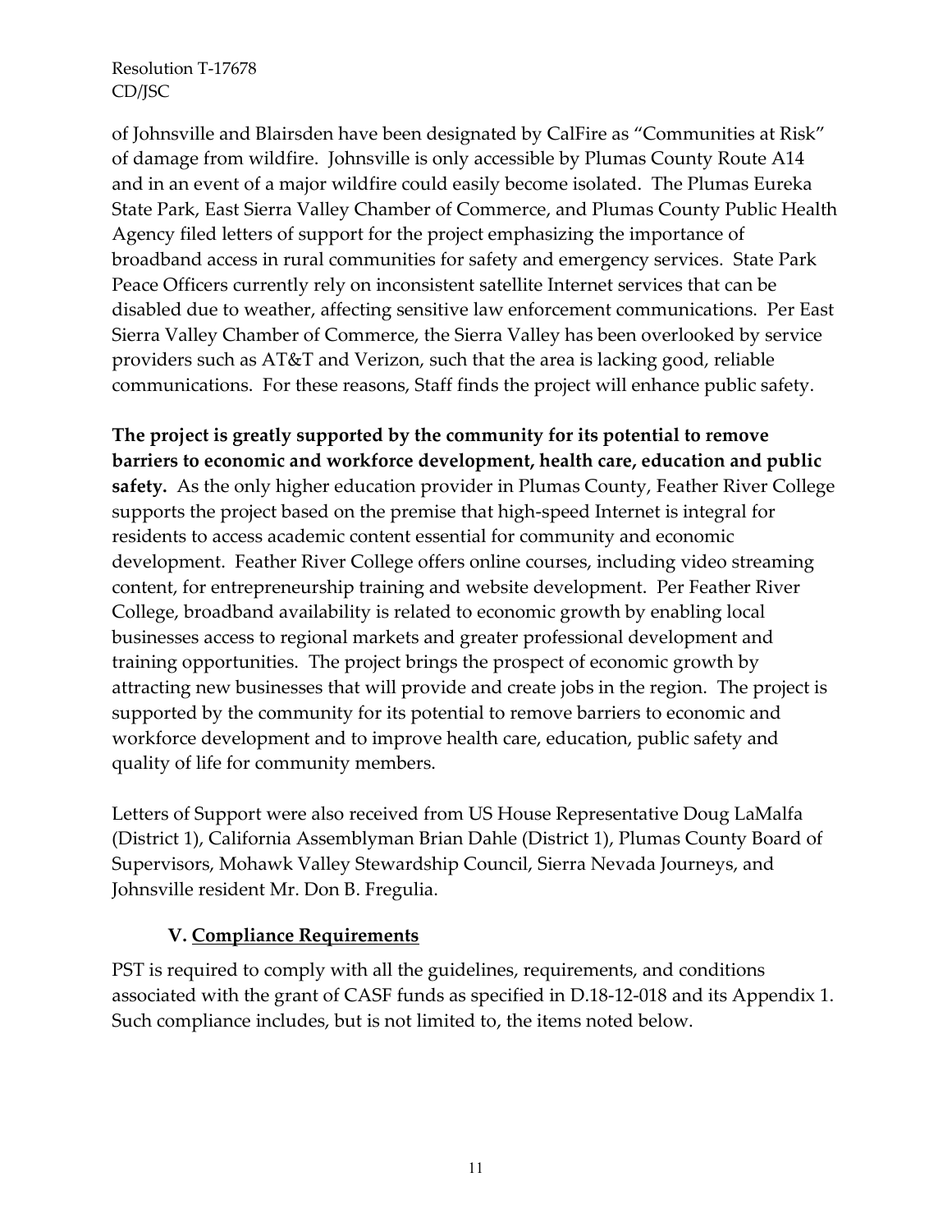of Johnsville and Blairsden have been designated by CalFire as “Communities at Risk” of damage from wildfire. Johnsville is only accessible by Plumas County Route A14 and in an event of a major wildfire could easily become isolated. The Plumas Eureka State Park, East Sierra Valley Chamber of Commerce, and Plumas County Public Health Agency filed letters of support for the project emphasizing the importance of broadband access in rural communities for safety and emergency services. State Park Peace Officers currently rely on inconsistent satellite Internet services that can be disabled due to weather, affecting sensitive law enforcement communications. Per East Sierra Valley Chamber of Commerce, the Sierra Valley has been overlooked by service providers such as AT&T and Verizon, such that the area is lacking good, reliable communications. For these reasons, Staff finds the project will enhance public safety.

**The project is greatly supported by the community for its potential to remove barriers to economic and workforce development, health care, education and public safety.** As the only higher education provider in Plumas County, Feather River College supports the project based on the premise that high-speed Internet is integral for residents to access academic content essential for community and economic development. Feather River College offers online courses, including video streaming content, for entrepreneurship training and website development. Per Feather River College, broadband availability is related to economic growth by enabling local businesses access to regional markets and greater professional development and training opportunities. The project brings the prospect of economic growth by attracting new businesses that will provide and create jobs in the region. The project is supported by the community for its potential to remove barriers to economic and workforce development and to improve health care, education, public safety and quality of life for community members.

Letters of Support were also received from US House Representative Doug LaMalfa (District 1), California Assemblyman Brian Dahle (District 1), Plumas County Board of Supervisors, Mohawk Valley Stewardship Council, Sierra Nevada Journeys, and Johnsville resident Mr. Don B. Fregulia.

## V. Compliance Requirements

PST is required to comply with all the guidelines, requirements, and conditions associated with the grant of CASF funds as specified in D.18-12-018 and its Appendix 1. Such compliance includes, but is not limited to, the items noted below.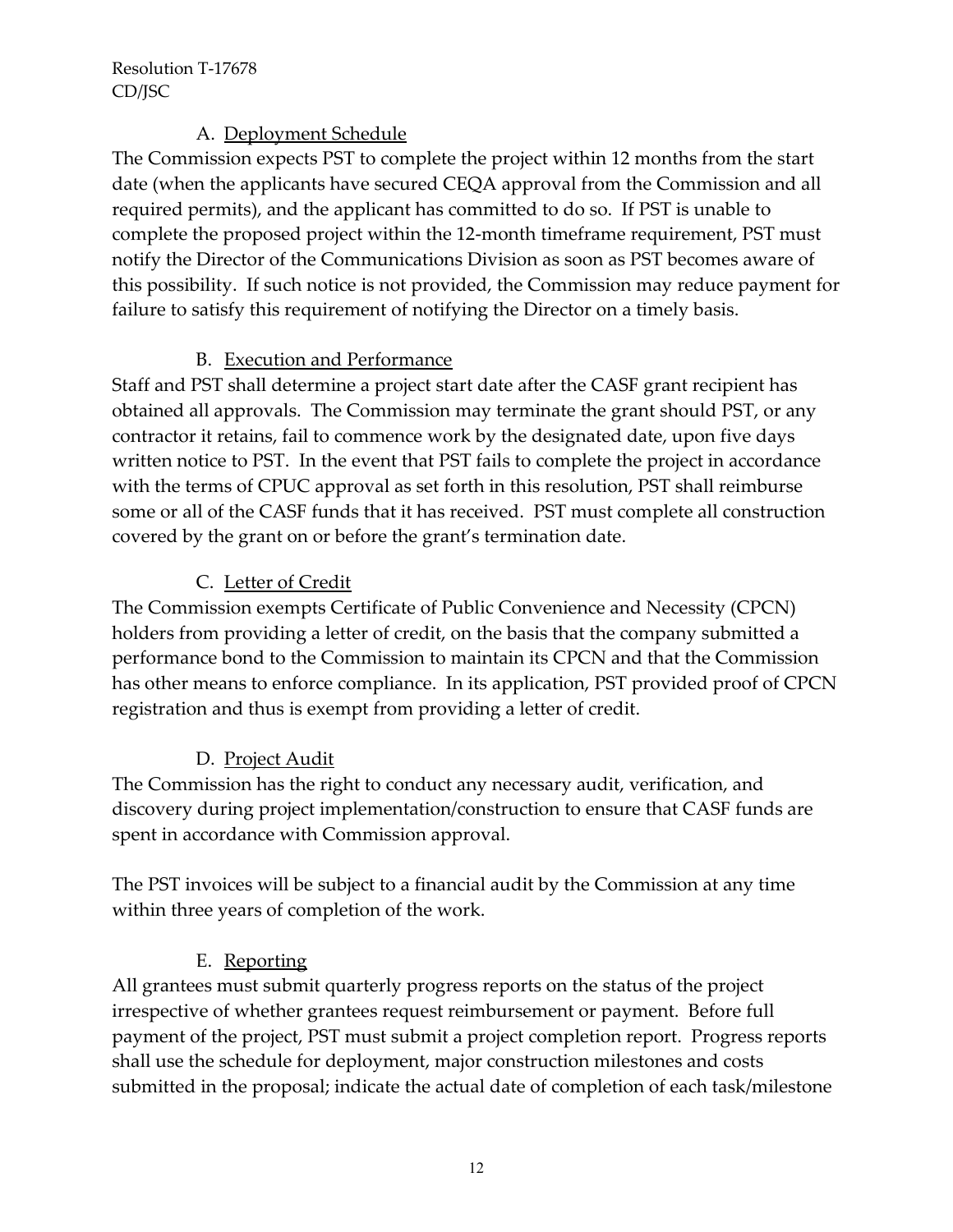### A. Deployment Schedule

The Commission expects PST to complete the project within 12 months from the start date (when the applicants have secured CEQA approval from the Commission and all required permits), and the applicant has committed to do so. If PST is unable to complete the proposed project within the 12-month timeframe requirement, PST must notify the Director of the Communications Division as soon as PST becomes aware of this possibility. If such notice is not provided, the Commission may reduce payment for failure to satisfy this requirement of notifying the Director on a timely basis.

### B. Execution and Performance

Staff and PST shall determine a project start date after the CASF grant recipient has obtained all approvals. The Commission may terminate the grant should PST, or any contractor it retains, fail to commence work by the designated date, upon five days written notice to PST. In the event that PST fails to complete the project in accordance with the terms of CPUC approval as set forth in this resolution, PST shall reimburse some or all of the CASF funds that it has received. PST must complete all construction covered by the grant on or before the grant's termination date.

### C. Letter of Credit

The Commission exempts Certificate of Public Convenience and Necessity (CPCN) holders from providing a letter of credit, on the basis that the company submitted a performance bond to the Commission to maintain its CPCN and that the Commission has other means to enforce compliance. In its application, PST provided proof of CPCN registration and thus is exempt from providing a letter of credit.

### D. Project Audit

The Commission has the right to conduct any necessary audit, verification, and discovery during project implementation/construction to ensure that CASF funds are spent in accordance with Commission approval.

The PST invoices will be subject to a financial audit by the Commission at any time within three years of completion of the work.

### E. Reporting

All grantees must submit quarterly progress reports on the status of the project irrespective of whether grantees request reimbursement or payment. Before full payment of the project, PST must submit a project completion report. Progress reports shall use the schedule for deployment, major construction milestones and costs submitted in the proposal; indicate the actual date of completion of each task/milestone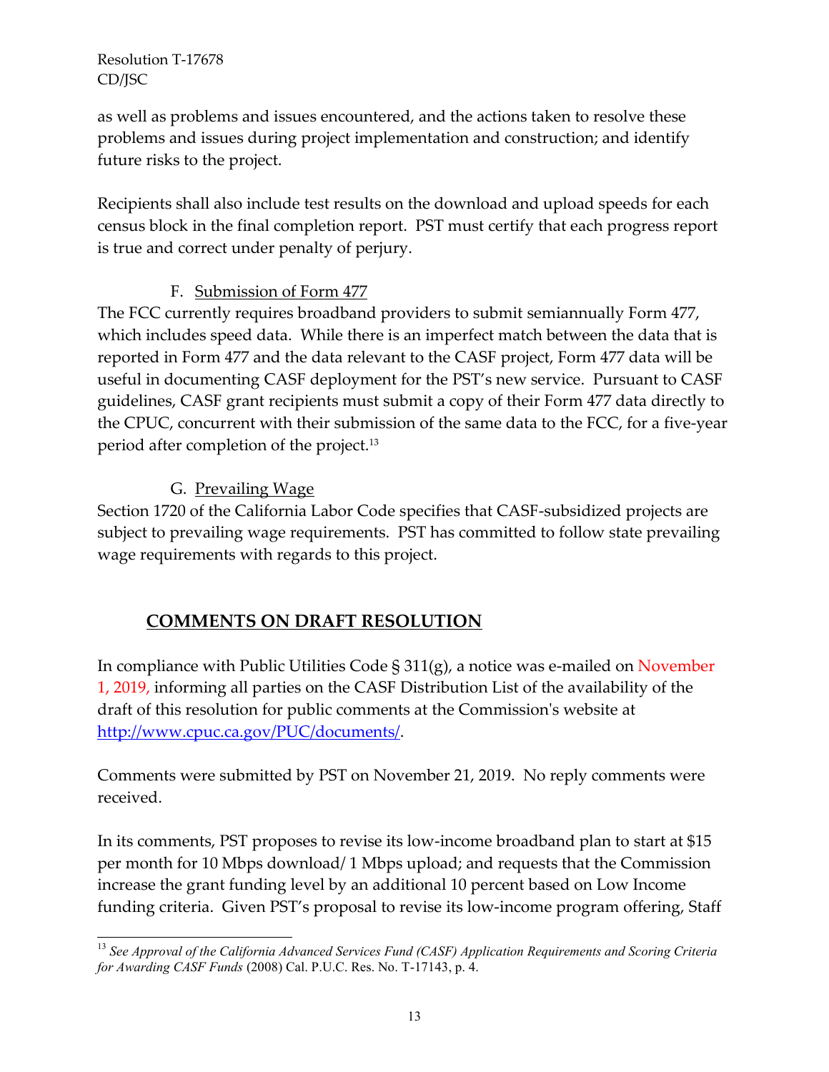as well as problems and issues encountered, and the actions taken to resolve these problems and issues during project implementation and construction; and identify future risks to the project.

Recipients shall also include test results on the download and upload speeds for each census block in the final completion report. PST must certify that each progress report is true and correct under penalty of perjury.

### F. Submission of Form 477

The FCC currently requires broadband providers to submit semiannually Form 477, which includes speed data. While there is an imperfect match between the data that is reported in Form 477 and the data relevant to the CASF project, Form 477 data will be useful in documenting CASF deployment for the PST's new service. Pursuant to CASF guidelines, CASF grant recipients must submit a copy of their Form 477 data directly to the CPUC, concurrent with their submission of the same data to the FCC, for a five-year period after completion of the project.[13]

### G. Prevailing Wage

Section 1720 of the California Labor Code specifies that CASF-subsidized projects are subject to prevailing wage requirements. PST has committed to follow state prevailing wage requirements with regards to this project.

## COMMENTS ON DRAFT RESOLUTION

In compliance with Public Utilities Code § 311(g), a notice was e-mailed on November 1, 2019, informing all parties on the CASF Distribution List of the availability of the draft of this resolution for public comments at the Commission's website at http://www.cpuc.ca.gov/PUC/documents/.

Comments were submitted by PST on November 21, 2019. No reply comments were received.

In its comments, PST proposes to revise its low-income broadband plan to start at $15 per month for 10 Mbps download/ 1 Mbps upload; and requests that the Commission increase the grant funding level by an additional 10 percent based on Low Income funding criteria. Given PST's proposal to revise its low-income program offering, Staff

---

[13] *See Approval of the California Advanced Services Fund (CASF) Application Requirements and Scoring Criteria for Awarding CASF Funds* (2008) Cal. P.U.C. Res. No. T-17143, p. 4.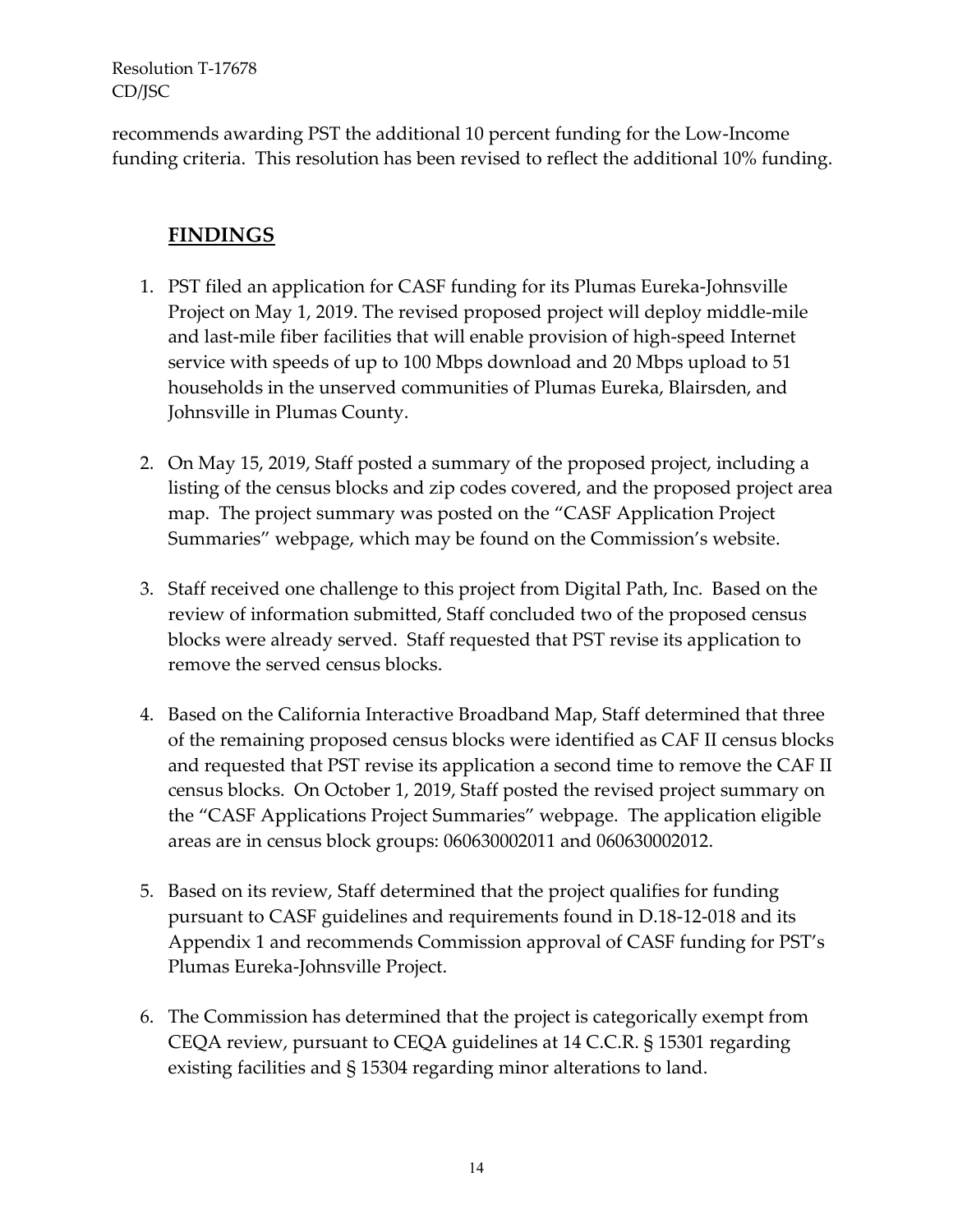recommends awarding PST the additional 10 percent funding for the Low-Income funding criteria. This resolution has been revised to reflect the additional 10% funding.

## FINDINGS

1. PST filed an application for CASF funding for its Plumas Eureka-Johnsville Project on May 1, 2019. The revised proposed project will deploy middle-mile and last-mile fiber facilities that will enable provision of high-speed Internet service with speeds of up to 100 Mbps download and 20 Mbps upload to 51 households in the unserved communities of Plumas Eureka, Blairsden, and Johnsville in Plumas County.

2. On May 15, 2019, Staff posted a summary of the proposed project, including a listing of the census blocks and zip codes covered, and the proposed project area map. The project summary was posted on the "CASF Application Project Summaries" webpage, which may be found on the Commission's website.

3. Staff received one challenge to this project from Digital Path, Inc. Based on the review of information submitted, Staff concluded two of the proposed census blocks were already served. Staff requested that PST revise its application to remove the served census blocks.

4. Based on the California Interactive Broadband Map, Staff determined that three of the remaining proposed census blocks were identified as CAF II census blocks and requested that PST revise its application a second time to remove the CAF II census blocks. On October 1, 2019, Staff posted the revised project summary on the "CASF Applications Project Summaries" webpage. The application eligible areas are in census block groups: 060630002011 and 060630002012.

5. Based on its review, Staff determined that the project qualifies for funding pursuant to CASF guidelines and requirements found in D.18-12-018 and its Appendix 1 and recommends Commission approval of CASF funding for PST's Plumas Eureka-Johnsville Project.

6. The Commission has determined that the project is categorically exempt from CEQA review, pursuant to CEQA guidelines at 14 C.C.R. § 15301 regarding existing facilities and § 15304 regarding minor alterations to land.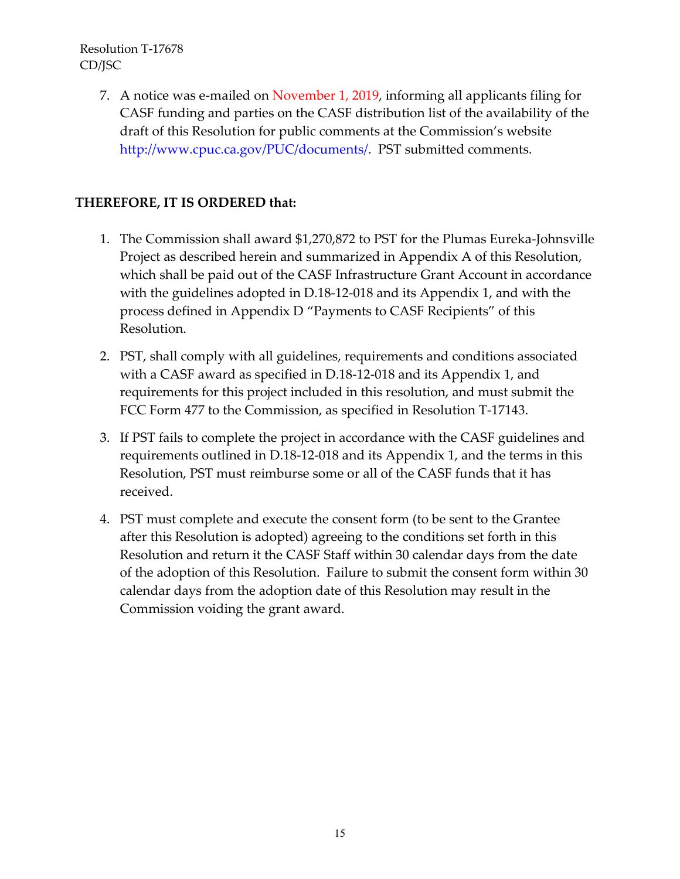7. A notice was e-mailed on November 1, 2019, informing all applicants filing for CASF funding and parties on the CASF distribution list of the availability of the draft of this Resolution for public comments at the Commission's website http://www.cpuc.ca.gov/PUC/documents/. PST submitted comments.

**THEREFORE, IT IS ORDERED that:**

1. The Commission shall award $1,270,872 to PST for the Plumas Eureka-Johnsville Project as described herein and summarized in Appendix A of this Resolution, which shall be paid out of the CASF Infrastructure Grant Account in accordance with the guidelines adopted in D.18-12-018 and its Appendix 1, and with the process defined in Appendix D "Payments to CASF Recipients" of this Resolution.

2. PST, shall comply with all guidelines, requirements and conditions associated with a CASF award as specified in D.18-12-018 and its Appendix 1, and requirements for this project included in this resolution, and must submit the FCC Form 477 to the Commission, as specified in Resolution T-17143.

3. If PST fails to complete the project in accordance with the CASF guidelines and requirements outlined in D.18-12-018 and its Appendix 1, and the terms in this Resolution, PST must reimburse some or all of the CASF funds that it has received.

4. PST must complete and execute the consent form (to be sent to the Grantee after this Resolution is adopted) agreeing to the conditions set forth in this Resolution and return it the CASF Staff within 30 calendar days from the date of the adoption of this Resolution. Failure to submit the consent form within 30 calendar days from the adoption date of this Resolution may result in the Commission voiding the grant award.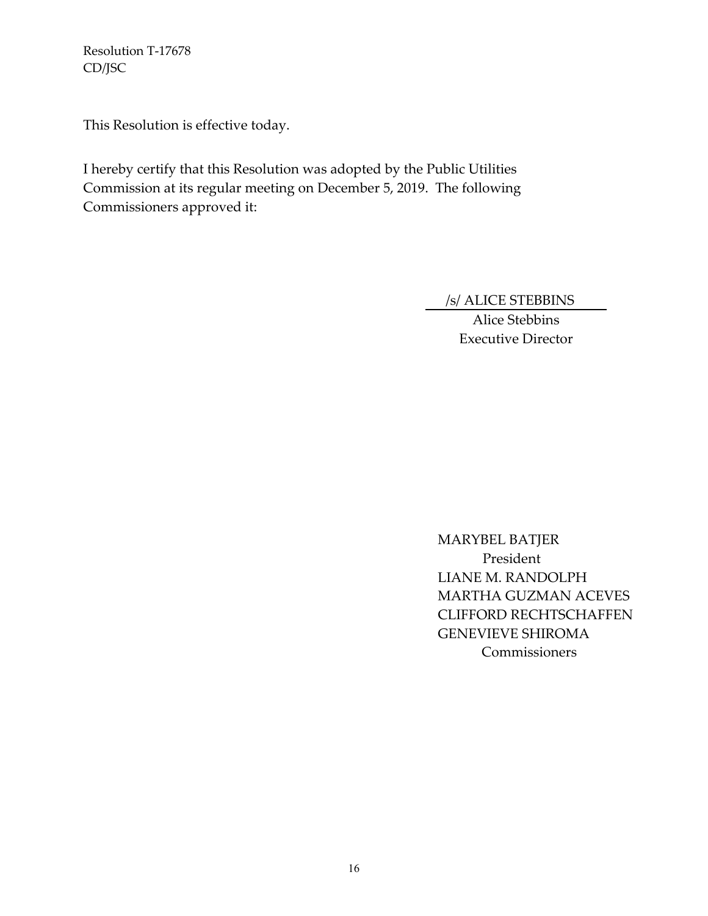Resolution T-17678
CD/JSC

This Resolution is effective today.

I hereby certify that this Resolution was adopted by the Public Utilities Commission at its regular meeting on December 5, 2019. The following Commissioners approved it:

/s/ ALICE STEBBINS
Alice Stebbins
Executive Director

MARYBEL BATJER
President
LIANE M. RANDOLPH
MARTHA GUZMAN ACEVES
CLIFFORD RECHTSCHAFFEN
GENEVIEVE SHIROMA
Commissioners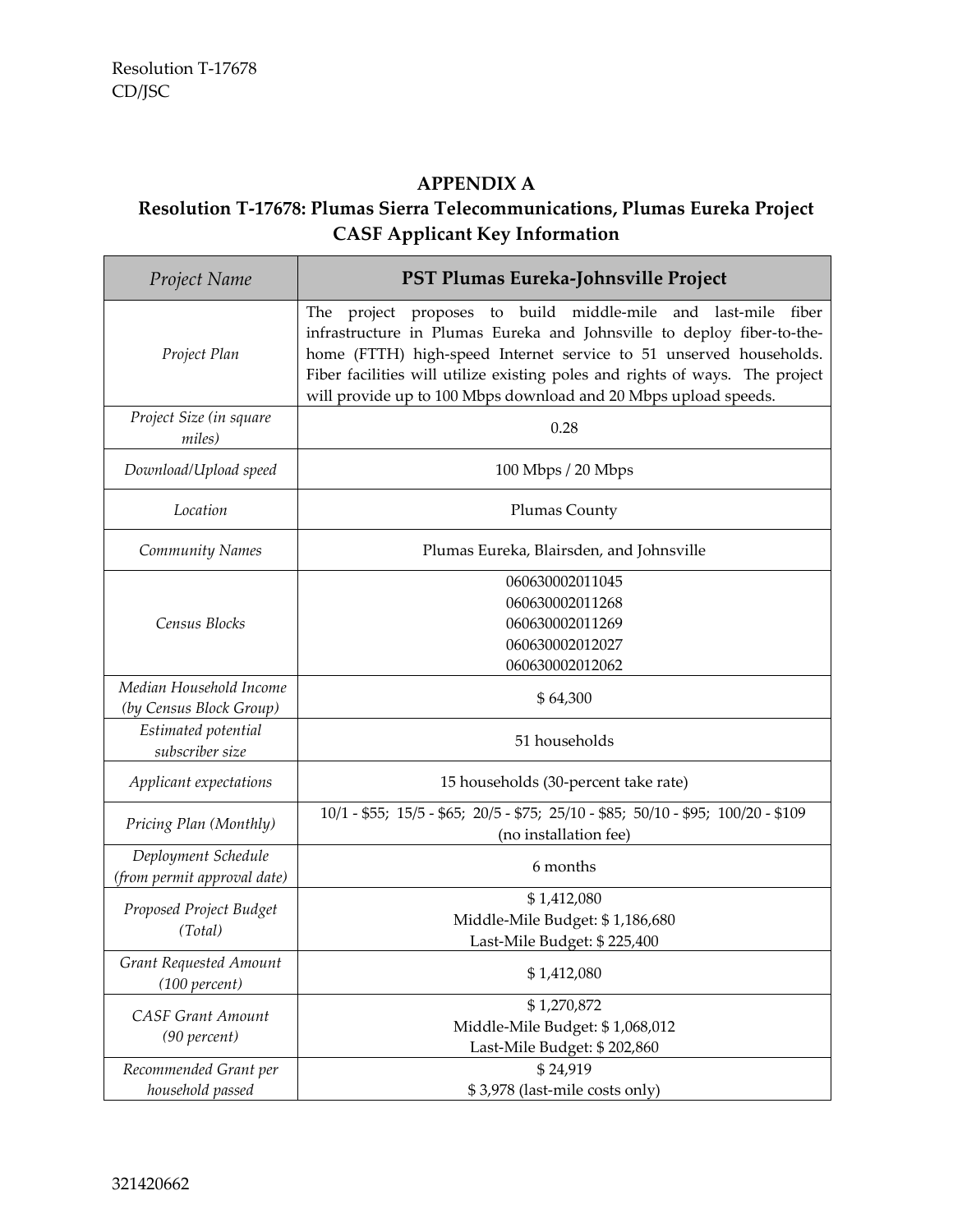## APPENDIX A

## Resolution T-17678: Plumas Sierra Telecommunications, Plumas Eureka Project CASF Applicant Key Information

| *Project Name* | **PST Plumas Eureka-Johnsville Project** |
|---|---|
| *Project Plan* | The project proposes to build middle-mile and last-mile fiber infrastructure in Plumas Eureka and Johnsville to deploy fiber-to-the-home (FTTH) high-speed Internet service to 51 unserved households. Fiber facilities will utilize existing poles and rights of ways. The project will provide up to 100 Mbps download and 20 Mbps upload speeds. |
| *Project Size (in square miles)* | 0.28 |
| *Download/Upload speed* | 100 Mbps / 20 Mbps |
| *Location* | Plumas County |
| *Community Names* | Plumas Eureka, Blairsden, and Johnsville |
| *Census Blocks* | 060630002011045<br>060630002011268<br>060630002011269<br>060630002012027<br>060630002012062 |
| *Median Household Income (by Census Block Group)* | $ 64,300 |
| *Estimated potential subscriber size* | 51 households |
| *Applicant expectations* | 15 households (30-percent take rate) |
| *Pricing Plan (Monthly)* | 10/1 - $55; 15/5 - $65; 20/5 - $75; 25/10 - $85; 50/10 - $95; 100/20 - $109 (no installation fee) |
| *Deployment Schedule (from permit approval date)* | 6 months |
| *Proposed Project Budget (Total)* | $ 1,412,080<br>Middle-Mile Budget: $ 1,186,680<br>Last-Mile Budget: $ 225,400 |
| *Grant Requested Amount (100 percent)* | $ 1,412,080 |
| *CASF Grant Amount (90 percent)* | $ 1,270,872<br>Middle-Mile Budget: $ 1,068,012<br>Last-Mile Budget: $ 202,860 |
| *Recommended Grant per household passed* | $ 24,919<br>$ 3,978 (last-mile costs only) |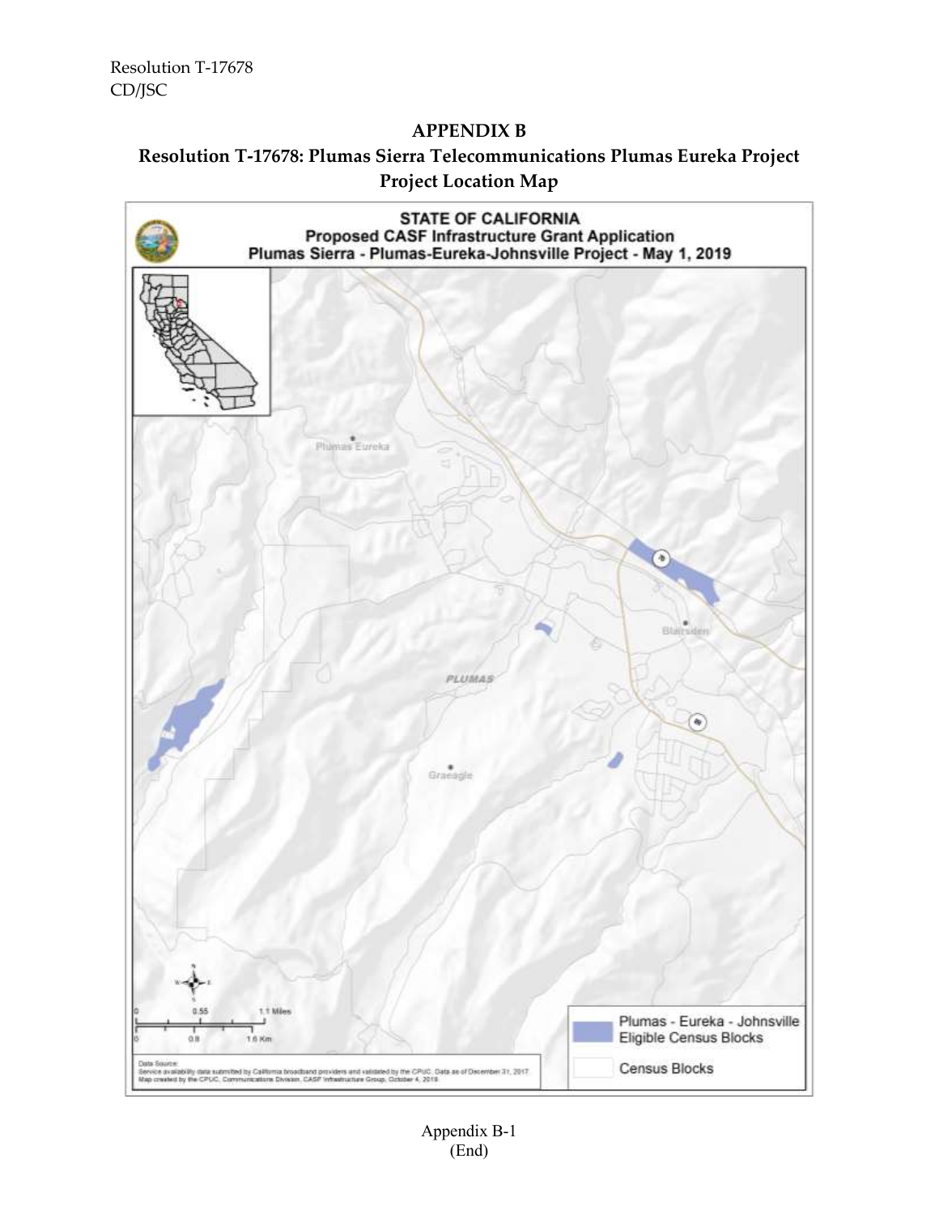## APPENDIX B

## Resolution T-17678: Plumas Sierra Telecommunications Plumas Eureka Project Project Location Map

**STATE OF CALIFORNIA**
**Proposed CASF Infrastructure Grant Application**
**Plumas Sierra - Plumas-Eureka-Johnsville Project - May 1, 2019**

Plumas Eureka

Blairsden

PLUMAS

Graeagle

0 0.55 1.1 Miles

0 0.8 1.6 Km

Data Source:
Service availability data submitted by California broadband providers and validated by the CPUC. Data as of December 31, 2017
Map created by the CPUC, Communications Division, CASF Infrastructure Group, October 4, 2019

Plumas - Eureka - Johnsville Eligible Census Blocks

Census Blocks

Appendix B-1
(End)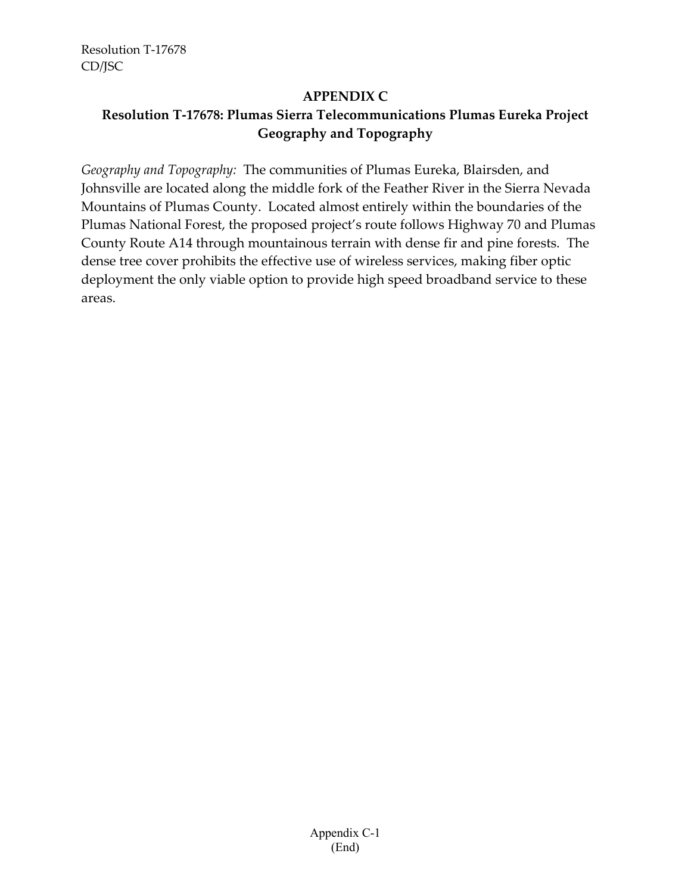## APPENDIX C

## Resolution T-17678: Plumas Sierra Telecommunications Plumas Eureka Project Geography and Topography

*Geography and Topography:* The communities of Plumas Eureka, Blairsden, and Johnsville are located along the middle fork of the Feather River in the Sierra Nevada Mountains of Plumas County. Located almost entirely within the boundaries of the Plumas National Forest, the proposed project's route follows Highway 70 and Plumas County Route A14 through mountainous terrain with dense fir and pine forests. The dense tree cover prohibits the effective use of wireless services, making fiber optic deployment the only viable option to provide high speed broadband service to these areas.

(End)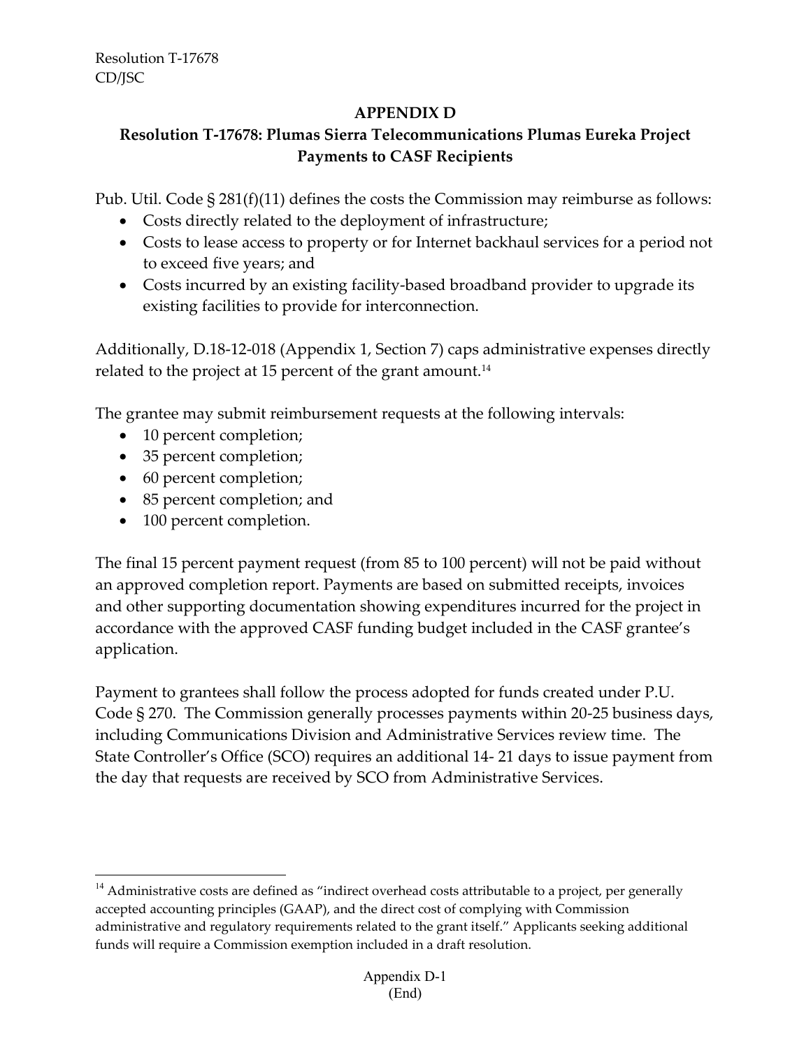## APPENDIX D

## Resolution T-17678: Plumas Sierra Telecommunications Plumas Eureka Project Payments to CASF Recipients

Pub. Util. Code § 281(f)(11) defines the costs the Commission may reimburse as follows:

- Costs directly related to the deployment of infrastructure;
- Costs to lease access to property or for Internet backhaul services for a period not to exceed five years; and
- Costs incurred by an existing facility-based broadband provider to upgrade its existing facilities to provide for interconnection.

Additionally, D.18-12-018 (Appendix 1, Section 7) caps administrative expenses directly related to the project at 15 percent of the grant amount.[14]

The grantee may submit reimbursement requests at the following intervals:

- 10 percent completion;
- 35 percent completion;
- 60 percent completion;
- 85 percent completion; and
- 100 percent completion.

The final 15 percent payment request (from 85 to 100 percent) will not be paid without an approved completion report. Payments are based on submitted receipts, invoices and other supporting documentation showing expenditures incurred for the project in accordance with the approved CASF funding budget included in the CASF grantee's application.

Payment to grantees shall follow the process adopted for funds created under P.U. Code § 270. The Commission generally processes payments within 20-25 business days, including Communications Division and Administrative Services review time. The State Controller's Office (SCO) requires an additional 14- 21 days to issue payment from the day that requests are received by SCO from Administrative Services.

[14] Administrative costs are defined as "indirect overhead costs attributable to a project, per generally accepted accounting principles (GAAP), and the direct cost of complying with Commission administrative and regulatory requirements related to the grant itself." Applicants seeking additional funds will require a Commission exemption included in a draft resolution.

(End)